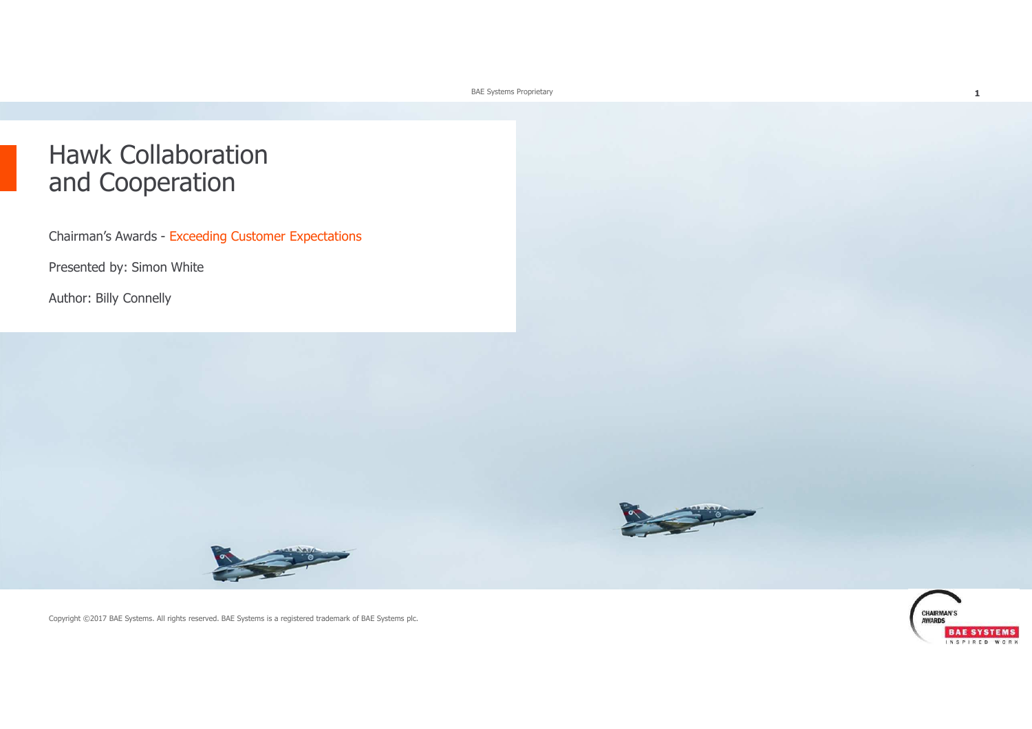# Hawk Collaboration and Cooperation

Chairman's Awards - Exceeding Customer Expectations

Presented by: Simon White

Author: Billy Connelly

Copyright ©2017 BAE Systems. All rights reserved. BAE Systems is a registered trademark of BAE Systems plc.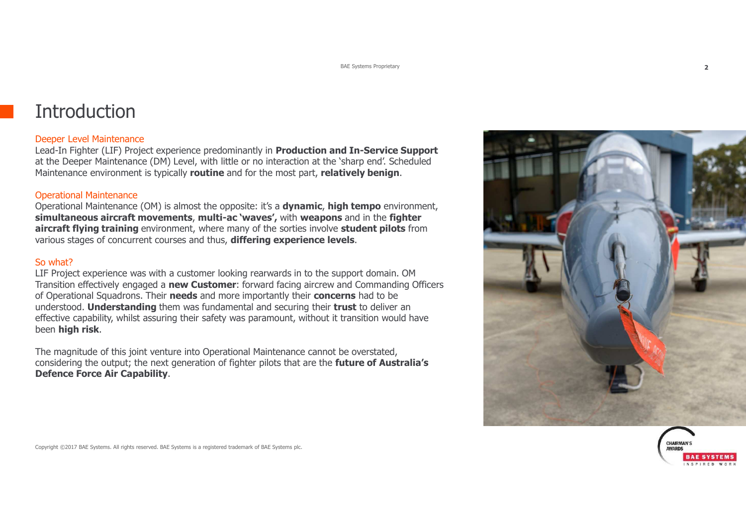# Introduction

## Deeper Level Maintenance

Lead-In Fighter (LIF) Project experience predominantly in **Production and In-Service Support** at the Deeper Maintenance (DM) Level, with little or no interaction at the 'sharp end'. Scheduled Maintenance environment is typically **routine** and for the most part, **relatively benign**.

## Operational Maintenance

Operational Maintenance (OM) is almost the opposite: it's a **dynamic**, **high tempo** environment, **simultaneous aircraft movements**, **multi-ac 'waves',** with **weapons** and in the **fighter aircraft flying training** environment, where many of the sorties involve **student pilots** from various stages of concurrent courses and thus, **differing experience levels**.

## So what?

LIF Project experience was with a customer looking rearwards in to the support domain. OM Transition effectively engaged a **new Customer**: forward facing aircrew and Commanding Officers of Operational Squadrons. Their **needs** and more importantly their **concerns** had to be understood. **Understanding** them was fundamental and securing their **trust** to deliver an effective capability, whilst assuring their safety was paramount, without it transition would have been **high risk**.

The magnitude of this joint venture into Operational Maintenance cannot be overstated, considering the output; the next generation of fighter pilots that are the **future of Australia's Defence Force Air Capability**.

Copyright ©2017 BAE Systems. All rights reserved. BAE Systems is a registered trademark of BAE Systems plc.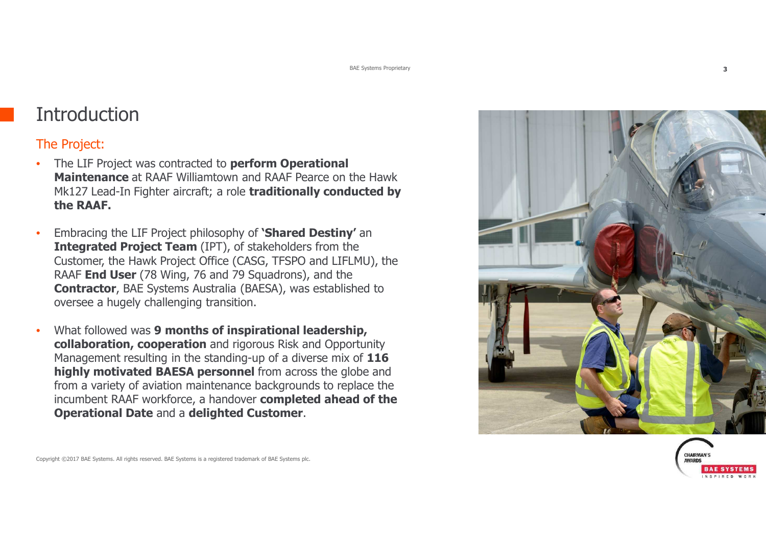# Introduction

## The Project:

- The LIF Project was contracted to **perform Operational Maintenance** at RAAF Williamtown and RAAF Pearce on the Hawk Mk127 Lead-In Fighter aircraft; a role **traditionally conducted by the RAAF.**

- Embracing the LIF Project philosophy of **'Shared Destiny'** an **Integrated Project Team** (IPT), of stakeholders from the Customer, the Hawk Project Office (CASG, TFSPO and LIFLMU), the RAAF **End User** (78 Wing, 76 and 79 Squadrons), and the **Contractor**, BAE Systems Australia (BAESA), was established to oversee a hugely challenging transition.

- What followed was **9 months of inspirational leadership, collaboration, cooperation** and rigorous Risk and Opportunity Management resulting in the standing-up of a diverse mix of **116 highly motivated BAESA personnel** from across the globe and from a variety of aviation maintenance backgrounds to replace the incumbent RAAF workforce, a handover **completed ahead of the Operational Date** and a **delighted Customer**.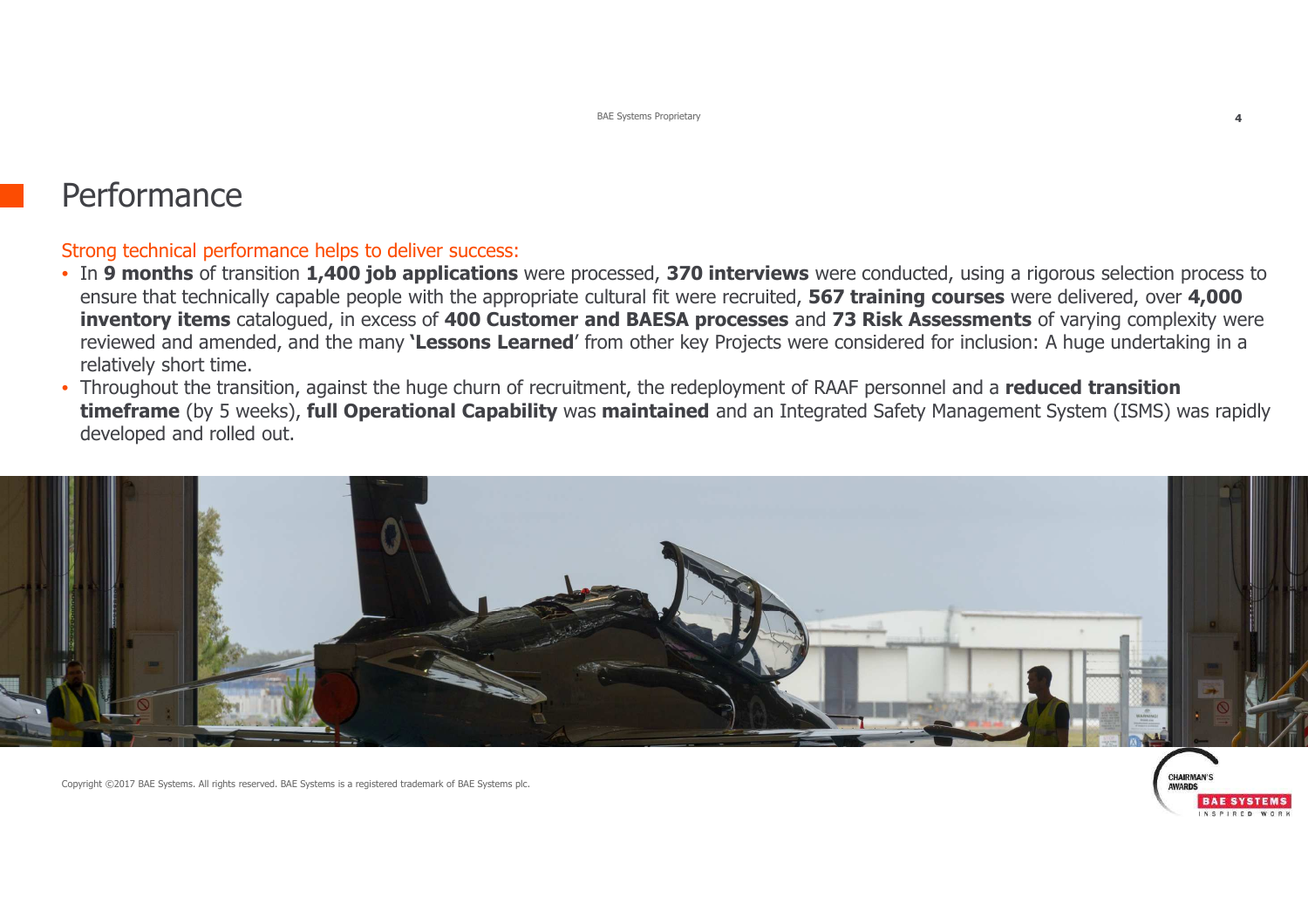# Performance

Strong technical performance helps to deliver success:

- In **9 months** of transition **1,400 job applications** were processed, **370 interviews** were conducted, using a rigorous selection process to ensure that technically capable people with the appropriate cultural fit were recruited, **567 training courses** were delivered, over **4,000 inventory items** catalogued, in excess of **400 Customer and BAESA processes** and **73 Risk Assessments** of varying complexity were reviewed and amended, and the many **'Lessons Learned'** from other key Projects were considered for inclusion: A huge undertaking in a relatively short time.
- Throughout the transition, against the huge churn of recruitment, the redeployment of RAAF personnel and a **reduced transition timeframe** (by 5 weeks), **full Operational Capability** was **maintained** and an Integrated Safety Management System (ISMS) was rapidly developed and rolled out.

Copyright ©2017 BAE Systems. All rights reserved. BAE Systems is a registered trademark of BAE Systems plc.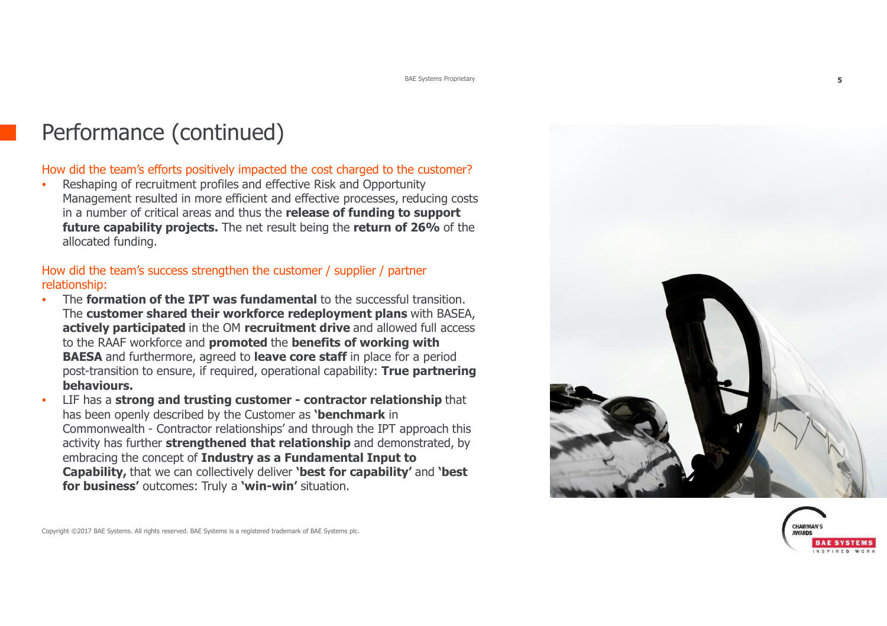# Performance (continued)

How did the team's efforts positively impacted the cost charged to the customer?

- Reshaping of recruitment profiles and effective Risk and Opportunity Management resulted in more efficient and effective processes, reducing costs in a number of critical areas and thus the **release of funding to support future capability projects.** The net result being the **return of 26%** of the allocated funding.

How did the team's success strengthen the customer / supplier / partner relationship:

- The **formation of the IPT was fundamental** to the successful transition. The **customer shared their workforce redeployment plans** with BASEA, **actively participated** in the OM **recruitment drive** and allowed full access to the RAAF workforce and **promoted** the **benefits of working with BAESA** and furthermore, agreed to **leave core staff** in place for a period post-transition to ensure, if required, operational capability: **True partnering behaviours.**
- LIF has a **strong and trusting customer - contractor relationship** that has been openly described by the Customer as **'benchmark** in Commonwealth - Contractor relationships' and through the IPT approach this activity has further **strengthened that relationship** and demonstrated, by embracing the concept of **Industry as a Fundamental Input to Capability,** that we can collectively deliver **'best for capability'** and **'best for business'** outcomes: Truly a **'win-win'** situation.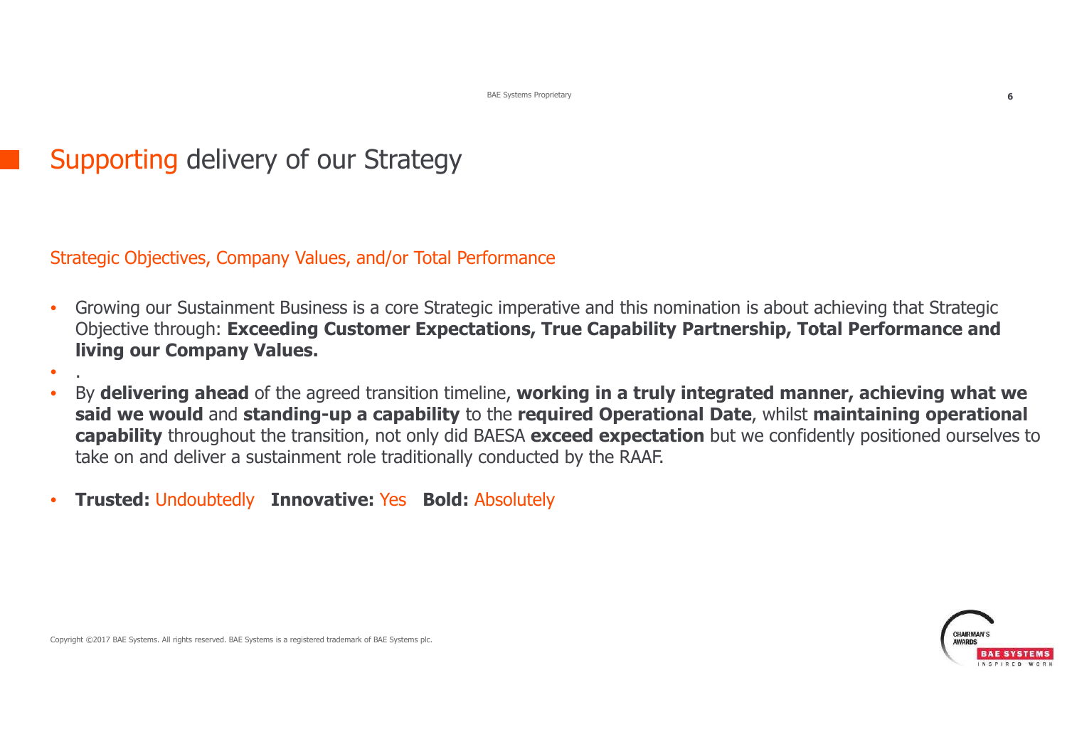# Supporting delivery of our Strategy

## Strategic Objectives, Company Values, and/or Total Performance

- Growing our Sustainment Business is a core Strategic imperative and this nomination is about achieving that Strategic Objective through: **Exceeding Customer Expectations, True Capability Partnership, Total Performance and living our Company Values.**
- .
- By **delivering ahead** of the agreed transition timeline, **working in a truly integrated manner, achieving what we said we would** and **standing-up a capability** to the **required Operational Date**, whilst **maintaining operational capability** throughout the transition, not only did BAESA **exceed expectation** but we confidently positioned ourselves to take on and deliver a sustainment role traditionally conducted by the RAAF.
- **Trusted:** Undoubtedly **Innovative:** Yes **Bold:** Absolutely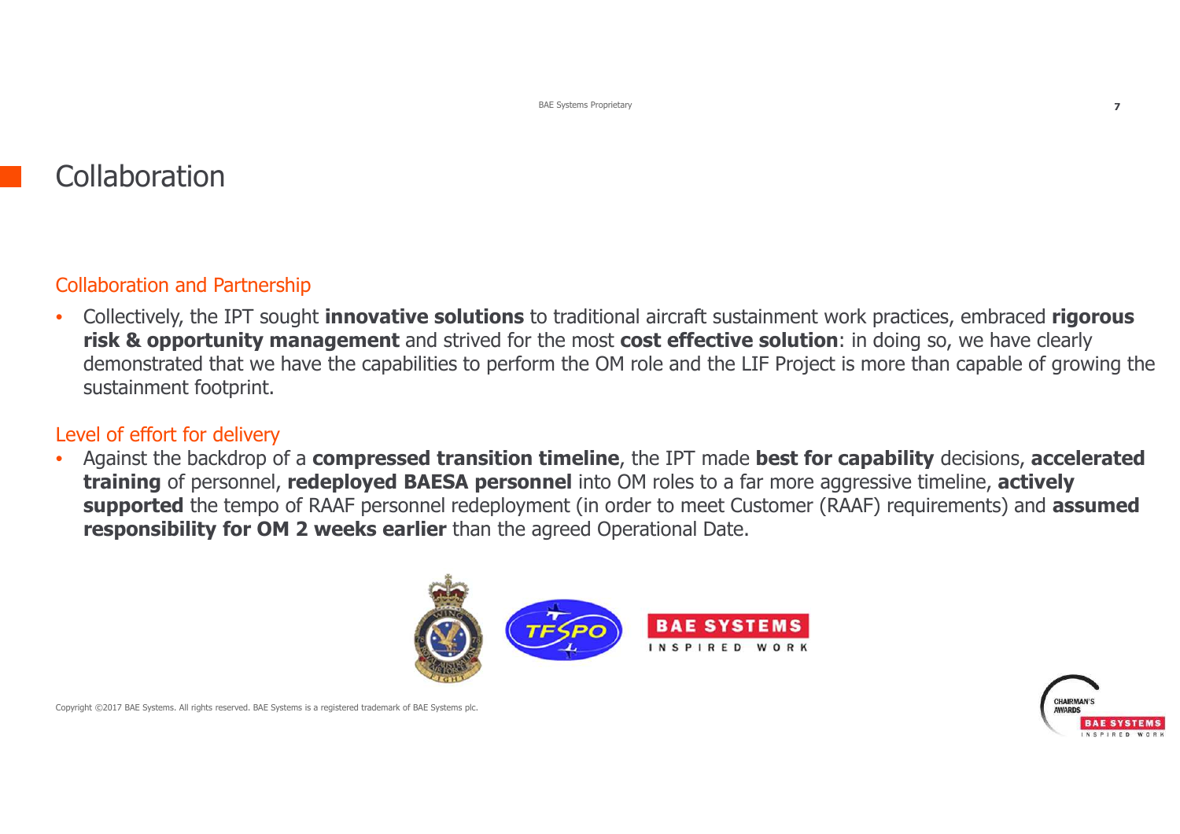# Collaboration

## Collaboration and Partnership

- Collectively, the IPT sought **innovative solutions** to traditional aircraft sustainment work practices, embraced **rigorous risk & opportunity management** and strived for the most **cost effective solution**: in doing so, we have clearly demonstrated that we have the capabilities to perform the OM role and the LIF Project is more than capable of growing the sustainment footprint.

## Level of effort for delivery

- Against the backdrop of a **compressed transition timeline**, the IPT made **best for capability** decisions, **accelerated training** of personnel, **redeployed BAESA personnel** into OM roles to a far more aggressive timeline, **actively supported** the tempo of RAAF personnel redeployment (in order to meet Customer (RAAF) requirements) and **assumed responsibility for OM 2 weeks earlier** than the agreed Operational Date.

Copyright ©2017 BAE Systems. All rights reserved. BAE Systems is a registered trademark of BAE Systems plc.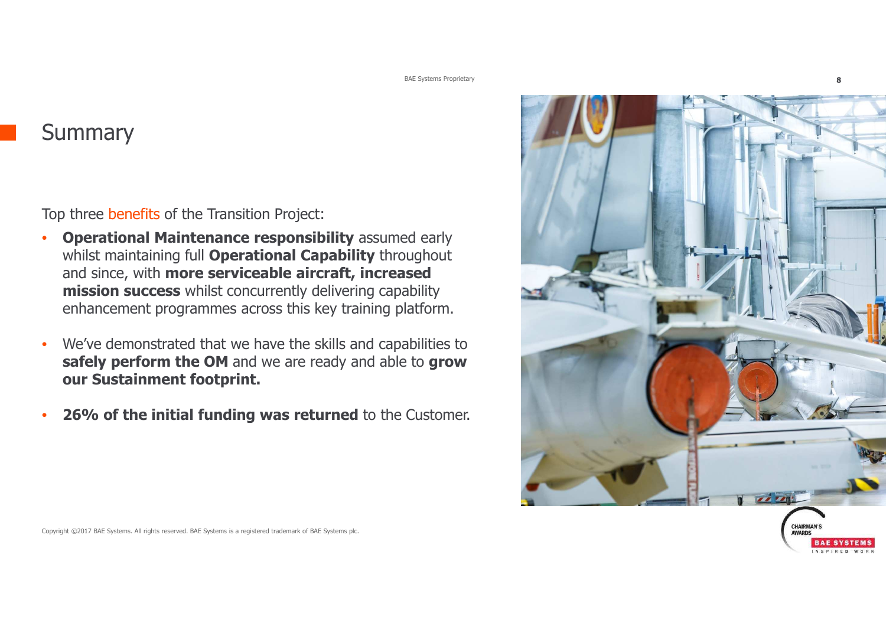# Summary

Top three benefits of the Transition Project:

- **Operational Maintenance responsibility** assumed early whilst maintaining full **Operational Capability** throughout and since, with **more serviceable aircraft, increased mission success** whilst concurrently delivering capability enhancement programmes across this key training platform.
- We've demonstrated that we have the skills and capabilities to **safely perform the OM** and we are ready and able to **grow our Sustainment footprint.**
- **26% of the initial funding was returned** to the Customer.

Copyright ©2017 BAE Systems. All rights reserved. BAE Systems is a registered trademark of BAE Systems plc.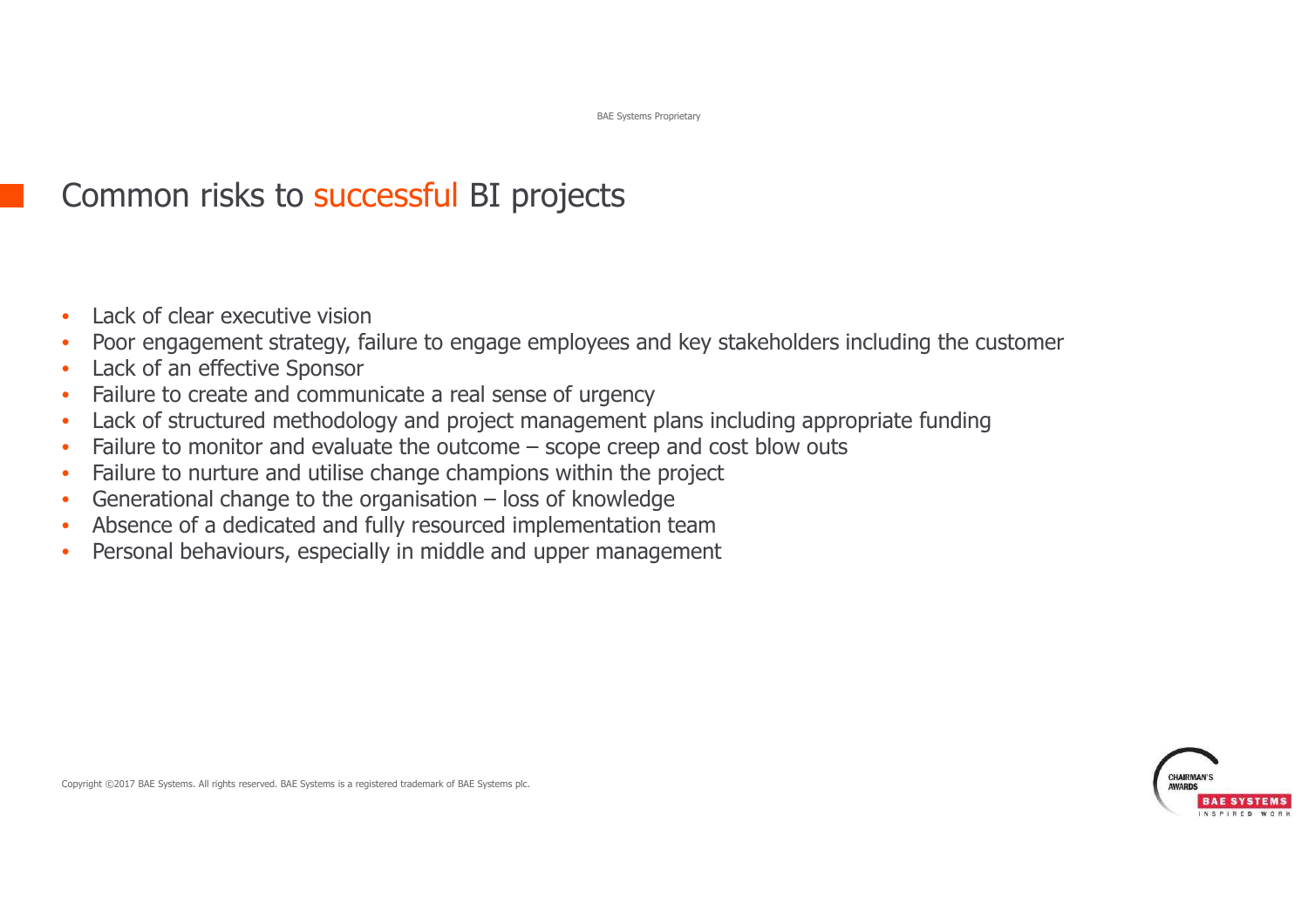# Common risks to successful BI projects

- Lack of clear executive vision
- Poor engagement strategy, failure to engage employees and key stakeholders including the customer
- Lack of an effective Sponsor
- Failure to create and communicate a real sense of urgency
- Lack of structured methodology and project management plans including appropriate funding
- Failure to monitor and evaluate the outcome – scope creep and cost blow outs
- Failure to nurture and utilise change champions within the project
- Generational change to the organisation – loss of knowledge
- Absence of a dedicated and fully resourced implementation team
- Personal behaviours, especially in middle and upper management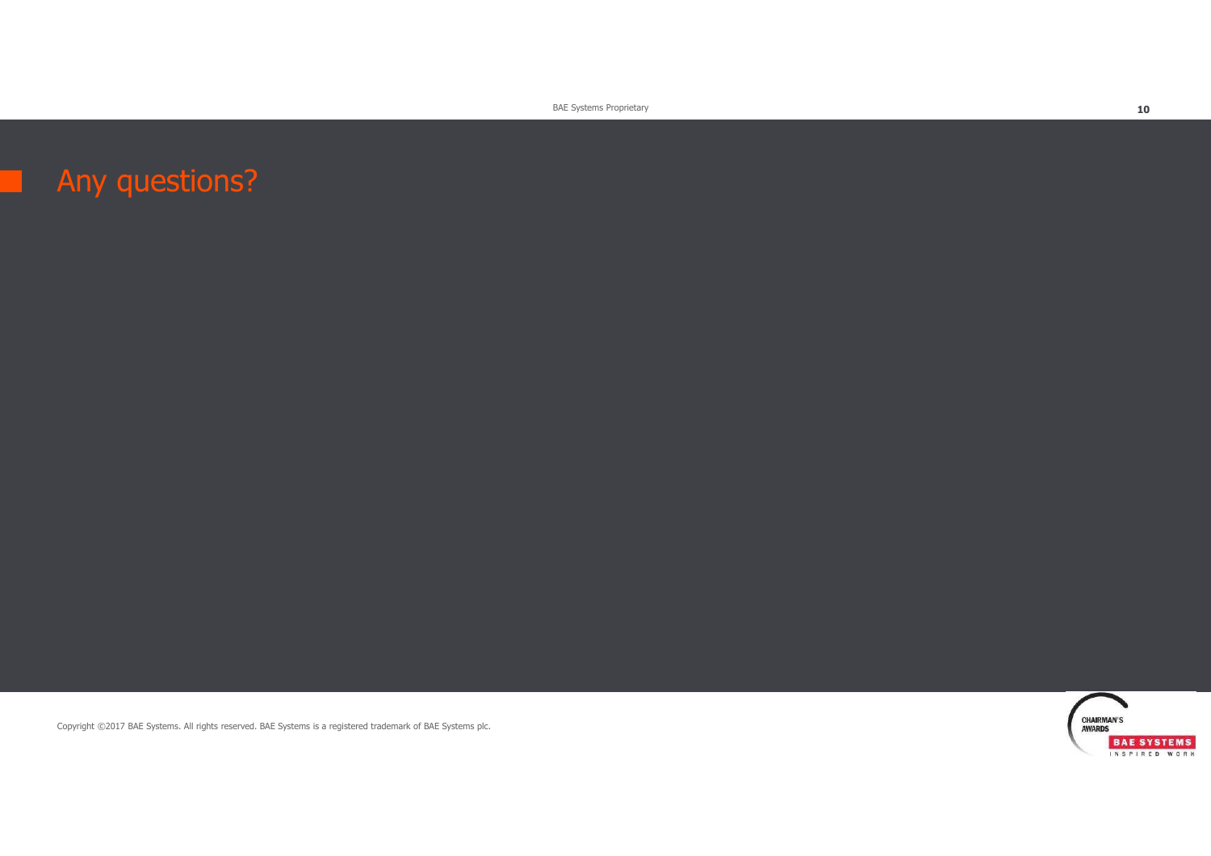# Any questions?

Copyright ©2017 BAE Systems. All rights reserved. BAE Systems is a registered trademark of BAE Systems plc.